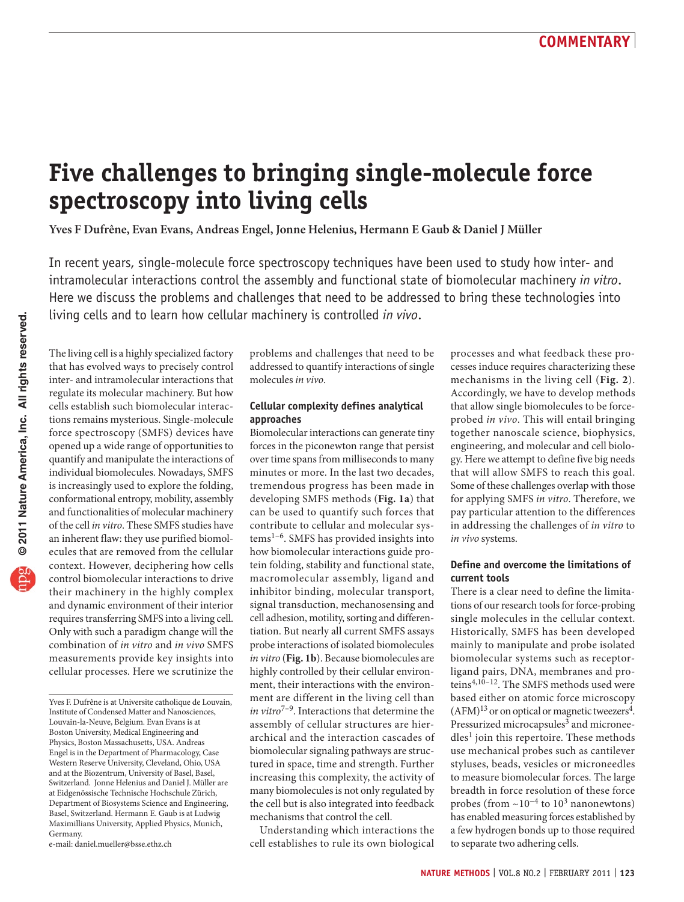COMMENTARY

# Five challenges to bringing single-molecule force spectroscopy into living cells

**Yves F Dufrêne, Evan Evans, Andreas Engel, Jonne Helenius, Hermann E Gaub & Daniel J Müller**

In recent years, single-molecule force spectroscopy techniques have been used to study how inter- and intramolecular interactions control the assembly and functional state of biomolecular machinery *in vitro*. Here we discuss the problems and challenges that need to be addressed to bring these technologies into living cells and to learn how cellular machinery is controlled *in vivo*.

The living cell is a highly specialized factory that has evolved ways to precisely control inter- and intramolecular interactions that regulate its molecular machinery. But how cells establish such biomolecular interactions remains mysterious. Single-molecule force spectroscopy (SMFS) devices have opened up a wide range of opportunities to quantify and manipulate the interactions of individual biomolecules. Nowadays, SMFS is increasingly used to explore the folding, conformational entropy, mobility, assembly and functionalities of molecular machinery of the cell *in vitro*. These SMFS studies have an inherent flaw: they use purified biomolecules that are removed from the cellular context. However, deciphering how cells control biomolecular interactions to drive their machinery in the highly complex and dynamic environment of their interior requires transferring SMFS into a living cell. Only with such a paradigm change will the combination of *in vitro* and *in vivo* SMFS measurements provide key insights into cellular processes. Here we scrutinize the problems and challenges that need to be addressed to quantify interactions of single molecules *in vivo*.

## Cellular complexity defines analytical approaches

Biomolecular interactions can generate tiny forces in the piconewton range that persist over time spans from milliseconds to many minutes or more. In the last two decades, tremendous progress has been made in developing SMFS methods (**Fig. 1a**) that can be used to quantify such forces that contribute to cellular and molecular systems[1–6]. SMFS has provided insights into how biomolecular interactions guide protein folding, stability and functional state, macromolecular assembly, ligand and inhibitor binding, molecular transport, signal transduction, mechanosensing and cell adhesion, motility, sorting and differentiation. But nearly all current SMFS assays probe interactions of isolated biomolecules *in vitro* (**Fig. 1b**). Because biomolecules are highly controlled by their cellular environment, their interactions with the environment are different in the living cell than *in vitro*[7–9]. Interactions that determine the assembly of cellular structures are hierarchical and the interaction cascades of biomolecular signaling pathways are structured in space, time and strength. Further increasing this complexity, the activity of many biomolecules is not only regulated by the cell but is also integrated into feedback mechanisms that control the cell.

Understanding which interactions the cell establishes to rule its own biological processes and what feedback these processes induce requires characterizing these mechanisms in the living cell (**Fig. 2**). Accordingly, we have to develop methods that allow single biomolecules to be force-probed *in vivo*. This will entail bringing together nanoscale science, biophysics, engineering, and molecular and cell biology. Here we attempt to define five big needs that will allow SMFS to reach this goal. Some of these challenges overlap with those for applying SMFS *in vitro*. Therefore, we pay particular attention to the differences in addressing the challenges of *in vitro* to *in vivo* systems.

## Define and overcome the limitations of current tools

There is a clear need to define the limitations of our research tools for force-probing single molecules in the cellular context. Historically, SMFS has been developed mainly to manipulate and probe isolated biomolecular systems such as receptor-ligand pairs, DNA, membranes and proteins[4,10–12]. The SMFS methods used were based either on atomic force microscopy (AFM)[13] or on optical or magnetic tweezers[4]. Pressurized microcapsules[3] and microneedles[1] join this repertoire. These methods use mechanical probes such as cantilever styluses, beads, vesicles or microneedles to measure biomolecular forces. The large breadth in force resolution of these force probes (from ~$10^{-4}$ to $10^{3}$ nanonewtons) has enabled measuring forces established by a few hydrogen bonds up to those required to separate two adhering cells.

Yves F. Dufrêne is at Universite catholique de Louvain, Institute of Condensed Matter and Nanosciences, Louvain-la-Neuve, Belgium. Evan Evans is at Boston University, Medical Engineering and Physics, Boston Massachusetts, USA. Andreas Engel is in the Department of Pharmacology, Case Western Reserve University, Cleveland, Ohio, USA and at the Biozentrum, University of Basel, Basel, Switzerland. Jonne Helenius and Daniel J. Müller are at Eidgenössische Technische Hochschule Zürich, Department of Biosystems Science and Engineering, Basel, Switzerland. Hermann E. Gaub is at Ludwig Maximillians University, Applied Physics, Munich, Germany.
e-mail: daniel.mueller@bsse.ethz.ch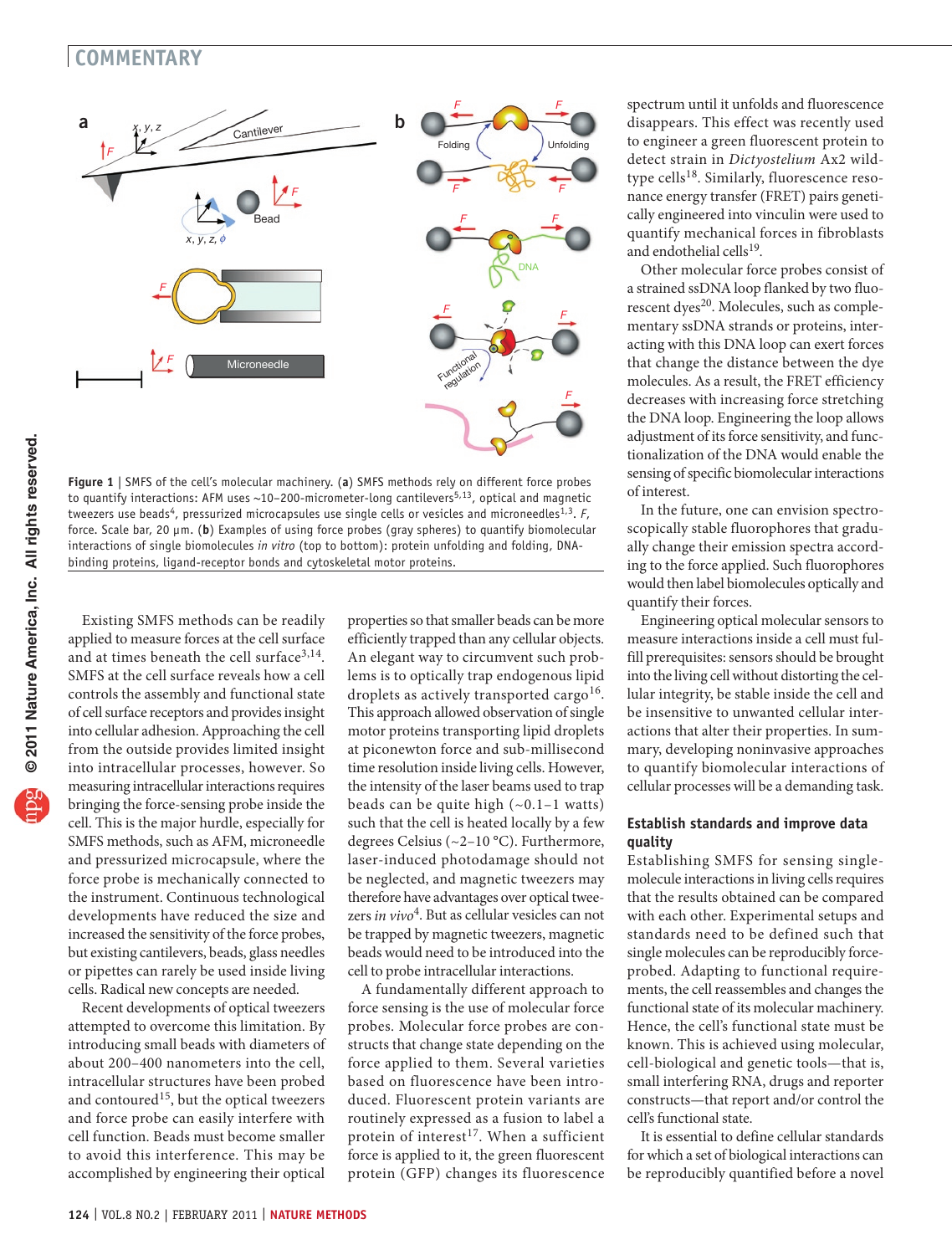a

x, y, z

Cantilever

F

F

Bead

x, y, z, ϕ

F

F

Microneedle

b

F

F

Folding

Unfolding

F

F

F

F

DNA

F

F

Functional regulation

F

Figure 1 | SMFS of the cell's molecular machinery. (**a**) SMFS methods rely on different force probes to quantify interactions: AFM uses ~10–200-micrometer-long cantilevers[5,13], optical and magnetic tweezers use beads[4], pressurized microcapsules use single cells or vesicles and microneedles[1,3]. *F*, force. Scale bar, 20 μm. (**b**) Examples of using force probes (gray spheres) to quantify biomolecular interactions of single biomolecules *in vitro* (top to bottom): protein unfolding and folding, DNA-binding proteins, ligand-receptor bonds and cytoskeletal motor proteins.

Existing SMFS methods can be readily applied to measure forces at the cell surface and at times beneath the cell surface[3,14]. SMFS at the cell surface reveals how a cell controls the assembly and functional state of cell surface receptors and provides insight into cellular adhesion. Approaching the cell from the outside provides limited insight into intracellular processes, however. So measuring intracellular interactions requires bringing the force-sensing probe inside the cell. This is the major hurdle, especially for SMFS methods, such as AFM, microneedle and pressurized microcapsule, where the force probe is mechanically connected to the instrument. Continuous technological developments have reduced the size and increased the sensitivity of the force probes, but existing cantilevers, beads, glass needles or pipettes can rarely be used inside living cells. Radical new concepts are needed.

Recent developments of optical tweezers attempted to overcome this limitation. By introducing small beads with diameters of about 200–400 nanometers into the cell, intracellular structures have been probed and contoured[15], but the optical tweezers and force probe can easily interfere with cell function. Beads must become smaller to avoid this interference. This may be accomplished by engineering their optical properties so that smaller beads can be more efficiently trapped than any cellular objects. An elegant way to circumvent such problems is to optically trap endogenous lipid droplets as actively transported cargo[16]. This approach allowed observation of single motor proteins transporting lipid droplets at piconewton force and sub-millisecond time resolution inside living cells. However, the intensity of the laser beams used to trap beads can be quite high (~0.1–1 watts) such that the cell is heated locally by a few degrees Celsius (~2–10 °C). Furthermore, laser-induced photodamage should not be neglected, and magnetic tweezers may therefore have advantages over optical tweezers *in vivo*[4]. But as cellular vesicles can not be trapped by magnetic tweezers, magnetic beads would need to be introduced into the cell to probe intracellular interactions.

A fundamentally different approach to force sensing is the use of molecular force probes. Molecular force probes are constructs that change state depending on the force applied to them. Several varieties based on fluorescence have been introduced. Fluorescent protein variants are routinely expressed as a fusion to label a protein of interest[17]. When a sufficient force is applied to it, the green fluorescent protein (GFP) changes its fluorescence spectrum until it unfolds and fluorescence disappears. This effect was recently used to engineer a green fluorescent protein to detect strain in *Dictyostelium* Ax2 wild-type cells[18]. Similarly, fluorescence resonance energy transfer (FRET) pairs genetically engineered into vinculin were used to quantify mechanical forces in fibroblasts and endothelial cells[19].

Other molecular force probes consist of a strained ssDNA loop flanked by two fluorescent dyes[20]. Molecules, such as complementary ssDNA strands or proteins, interacting with this DNA loop can exert forces that change the distance between the dye molecules. As a result, the FRET efficiency decreases with increasing force stretching the DNA loop. Engineering the loop allows adjustment of its force sensitivity, and functionalization of the DNA would enable the sensing of specific biomolecular interactions of interest.

In the future, one can envision spectroscopically stable fluorophores that gradually change their emission spectra according to the force applied. Such fluorophores would then label biomolecules optically and quantify their forces.

Engineering optical molecular sensors to measure interactions inside a cell must fulfill prerequisites: sensors should be brought into the living cell without distorting the cellular integrity, be stable inside the cell and be insensitive to unwanted cellular interactions that alter their properties. In summary, developing noninvasive approaches to quantify biomolecular interactions of cellular processes will be a demanding task.

## Establish standards and improve data quality

Establishing SMFS for sensing single-molecule interactions in living cells requires that the results obtained can be compared with each other. Experimental setups and standards need to be defined such that single molecules can be reproducibly force-probed. Adapting to functional requirements, the cell reassembles and changes the functional state of its molecular machinery. Hence, the cell's functional state must be known. This is achieved using molecular, cell-biological and genetic tools—that is, small interfering RNA, drugs and reporter constructs—that report and/or control the cell's functional state.

It is essential to define cellular standards for which a set of biological interactions can be reproducibly quantified before a novel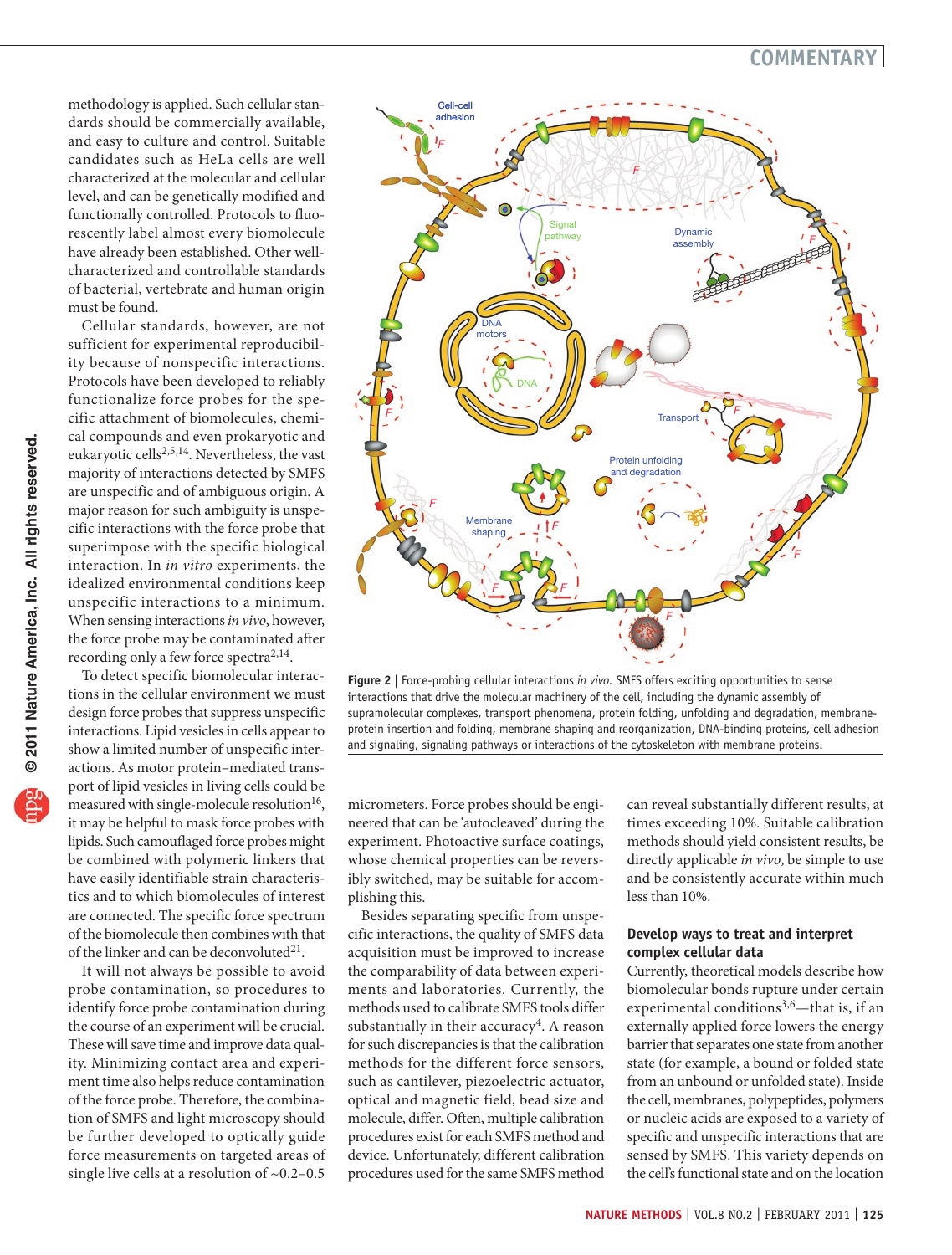methodology is applied. Such cellular standards should be commercially available, and easy to culture and control. Suitable candidates such as HeLa cells are well characterized at the molecular and cellular level, and can be genetically modified and functionally controlled. Protocols to fluorescently label almost every biomolecule have already been established. Other well-characterized and controllable standards of bacterial, vertebrate and human origin must be found.

Cellular standards, however, are not sufficient for experimental reproducibility because of nonspecific interactions. Protocols have been developed to reliably functionalize force probes for the specific attachment of biomolecules, chemical compounds and even prokaryotic and eukaryotic cells[2,5,14]. Nevertheless, the vast majority of interactions detected by SMFS are unspecific and of ambiguous origin. A major reason for such ambiguity is unspecific interactions with the force probe that superimpose with the specific biological interaction. In *in vitro* experiments, the idealized environmental conditions keep unspecific interactions to a minimum. When sensing interactions *in vivo*, however, the force probe may be contaminated after recording only a few force spectra[2,14].

To detect specific biomolecular interactions in the cellular environment we must design force probes that suppress unspecific interactions. Lipid vesicles in cells appear to show a limited number of unspecific interactions. As motor protein–mediated transport of lipid vesicles in living cells could be measured with single-molecule resolution[16], it may be helpful to mask force probes with lipids. Such camouflaged force probes might be combined with polymeric linkers that have easily identifiable strain characteristics and to which biomolecules of interest are connected. The specific force spectrum of the biomolecule then combines with that of the linker and can be deconvoluted[21].

It will not always be possible to avoid probe contamination, so procedures to identify force probe contamination during the course of an experiment will be crucial. These will save time and improve data quality. Minimizing contact area and experiment time also helps reduce contamination of the force probe. Therefore, the combination of SMFS and light microscopy should be further developed to optically guide force measurements on targeted areas of single live cells at a resolution of ~0.2–0.5 micrometers. Force probes should be engineered that can be 'autocleaved' during the experiment. Photoactive surface coatings, whose chemical properties can be reversibly switched, may be suitable for accomplishing this.

Besides separating specific from unspecific interactions, the quality of SMFS data acquisition must be improved to increase the comparability of data between experiments and laboratories. Currently, the methods used to calibrate SMFS tools differ substantially in their accuracy[4]. A reason for such discrepancies is that the calibration methods for the different force sensors, such as cantilever, piezoelectric actuator, optical and magnetic field, bead size and molecule, differ. Often, multiple calibration procedures exist for each SMFS method and device. Unfortunately, different calibration procedures used for the same SMFS method can reveal substantially different results, at times exceeding 10%. Suitable calibration methods should yield consistent results, be directly applicable *in vivo*, be simple to use and be consistently accurate within much less than 10%.

Cell-cell adhesion
Signal pathway
Dynamic assembly
DNA motors
DNA
Transport
Protein unfolding and degradation
Membrane shaping
F

**Figure 2** | Force-probing cellular interactions *in vivo*. SMFS offers exciting opportunities to sense interactions that drive the molecular machinery of the cell, including the dynamic assembly of supramolecular complexes, transport phenomena, protein folding, unfolding and degradation, membrane-protein insertion and folding, membrane shaping and reorganization, DNA-binding proteins, cell adhesion and signaling, signaling pathways or interactions of the cytoskeleton with membrane proteins.

## Develop ways to treat and interpret complex cellular data

Currently, theoretical models describe how biomolecular bonds rupture under certain experimental conditions[3,6]—that is, if an externally applied force lowers the energy barrier that separates one state from another state (for example, a bound or folded state from an unbound or unfolded state). Inside the cell, membranes, polypeptides, polymers or nucleic acids are exposed to a variety of specific and unspecific interactions that are sensed by SMFS. This variety depends on the cell's functional state and on the location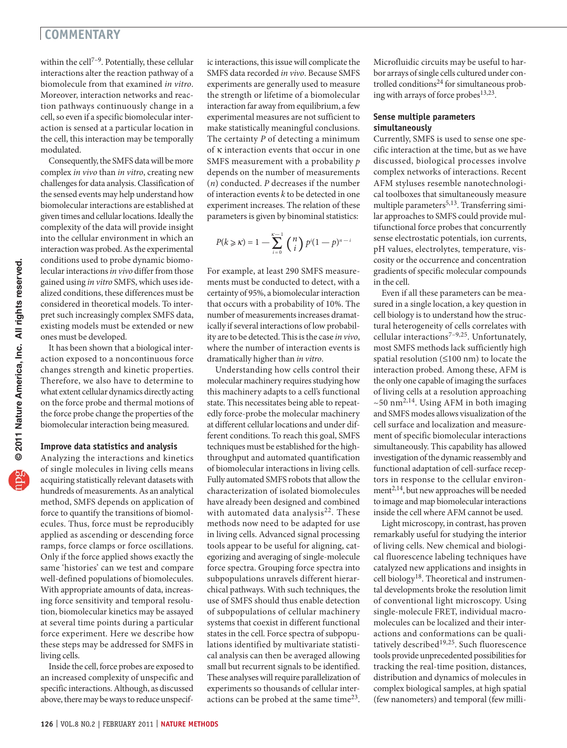within the cell[7–9]. Potentially, these cellular interactions alter the reaction pathway of a biomolecule from that examined *in vitro*. Moreover, interaction networks and reaction pathways continuously change in a cell, so even if a specific biomolecular interaction is sensed at a particular location in the cell, this interaction may be temporally modulated.

Consequently, the SMFS data will be more complex *in vivo* than *in vitro*, creating new challenges for data analysis. Classification of the sensed events may help understand how biomolecular interactions are established at given times and cellular locations. Ideally the complexity of the data will provide insight into the cellular environment in which an interaction was probed. As the experimental conditions used to probe dynamic biomolecular interactions *in vivo* differ from those gained using *in vitro* SMFS, which uses idealized conditions, these differences must be considered in theoretical models. To interpret such increasingly complex SMFS data, existing models must be extended or new ones must be developed.

It has been shown that a biological interaction exposed to a noncontinuous force changes strength and kinetic properties. Therefore, we also have to determine to what extent cellular dynamics directly acting on the force probe and thermal motions of the force probe change the properties of the biomolecular interaction being measured.

### Improve data statistics and analysis

Analyzing the interactions and kinetics of single molecules in living cells means acquiring statistically relevant datasets with hundreds of measurements. As an analytical method, SMFS depends on application of force to quantify the transitions of biomolecules. Thus, force must be reproducibly applied as ascending or descending force ramps, force clamps or force oscillations. Only if the force applied shows exactly the same 'histories' can we test and compare well-defined populations of biomolecules. With appropriate amounts of data, increasing force sensitivity and temporal resolution, biomolecular kinetics may be assayed at several time points during a particular force experiment. Here we describe how these steps may be addressed for SMFS in living cells.

Inside the cell, force probes are exposed to an increased complexity of unspecific and specific interactions. Although, as discussed above, there may be ways to reduce unspecific interactions, this issue will complicate the SMFS data recorded *in vivo*. Because SMFS experiments are generally used to measure the strength or lifetime of a biomolecular interaction far away from equilibrium, a few experimental measures are not sufficient to make statistically meaningful conclusions. The certainty $P$ of detecting a minimum of $\kappa$ interaction events that occur in one SMFS measurement with a probability $p$ depends on the number of measurements ($n$) conducted. $P$ decreases if the number of interaction events $k$ to be detected in one experiment increases. The relation of these parameters is given by binominal statistics:

$$P(k \geqslant \kappa) = 1 - \sum_{i=0}^{\kappa-1} \binom{n}{i} p^i (1-p)^{n-i}$$

For example, at least 290 SMFS measurements must be conducted to detect, with a certainty of 95%, a biomolecular interaction that occurs with a probability of 10%. The number of measurements increases dramatically if several interactions of low probability are to be detected. This is the case *in vivo*, where the number of interaction events is dramatically higher than *in vitro*.

Understanding how cells control their molecular machinery requires studying how this machinery adapts to a cell's functional state. This necessitates being able to repeatedly force-probe the molecular machinery at different cellular locations and under different conditions. To reach this goal, SMFS techniques must be established for the high-throughput and automated quantification of biomolecular interactions in living cells. Fully automated SMFS robots that allow the characterization of isolated biomolecules have already been designed and combined with automated data analysis[22]. These methods now need to be adapted for use in living cells. Advanced signal processing tools appear to be useful for aligning, categorizing and averaging of single-molecule force spectra. Grouping force spectra into subpopulations unravels different hierarchical pathways. With such techniques, the use of SMFS should thus enable detection of subpopulations of cellular machinery systems that coexist in different functional states in the cell. Force spectra of subpopulations identified by multivariate statistical analysis can then be averaged allowing small but recurrent signals to be identified. These analyses will require parallelization of experiments so thousands of cellular interactions can be probed at the same time[23]. Microfluidic circuits may be useful to harbor arrays of single cells cultured under controlled conditions[24] for simultaneous probing with arrays of force probes[13,23].

### Sense multiple parameters simultaneously

Currently, SMFS is used to sense one specific interaction at the time, but as we have discussed, biological processes involve complex networks of interactions. Recent AFM styluses resemble nanotechnological toolboxes that simultaneously measure multiple parameters[5,13]. Transferring similar approaches to SMFS could provide multifunctional force probes that concurrently sense electrostatic potentials, ion currents, pH values, electrolytes, temperature, viscosity or the occurrence and concentration gradients of specific molecular compounds in the cell.

Even if all these parameters can be measured in a single location, a key question in cell biology is to understand how the structural heterogeneity of cells correlates with cellular interactions[7–9,25]. Unfortunately, most SMFS methods lack sufficiently high spatial resolution (≤100 nm) to locate the interaction probed. Among these, AFM is the only one capable of imaging the surfaces of living cells at a resolution approaching ~50 nm[2,14]. Using AFM in both imaging and SMFS modes allows visualization of the cell surface and localization and measurement of specific biomolecular interactions simultaneously. This capability has allowed investigation of the dynamic reassembly and functional adaptation of cell-surface receptors in response to the cellular environment[2,14], but new approaches will be needed to image and map biomolecular interactions inside the cell where AFM cannot be used.

Light microscopy, in contrast, has proven remarkably useful for studying the interior of living cells. New chemical and biological fluorescence labeling techniques have catalyzed new applications and insights in cell biology[18]. Theoretical and instrumental developments broke the resolution limit of conventional light microscopy. Using single-molecule FRET, individual macromolecules can be localized and their interactions and conformations can be qualitatively described[19,25]. Such fluorescence tools provide unprecedented possibilities for tracking the real-time position, distances, distribution and dynamics of molecules in complex biological samples, at high spatial (few nanometers) and temporal (few milli-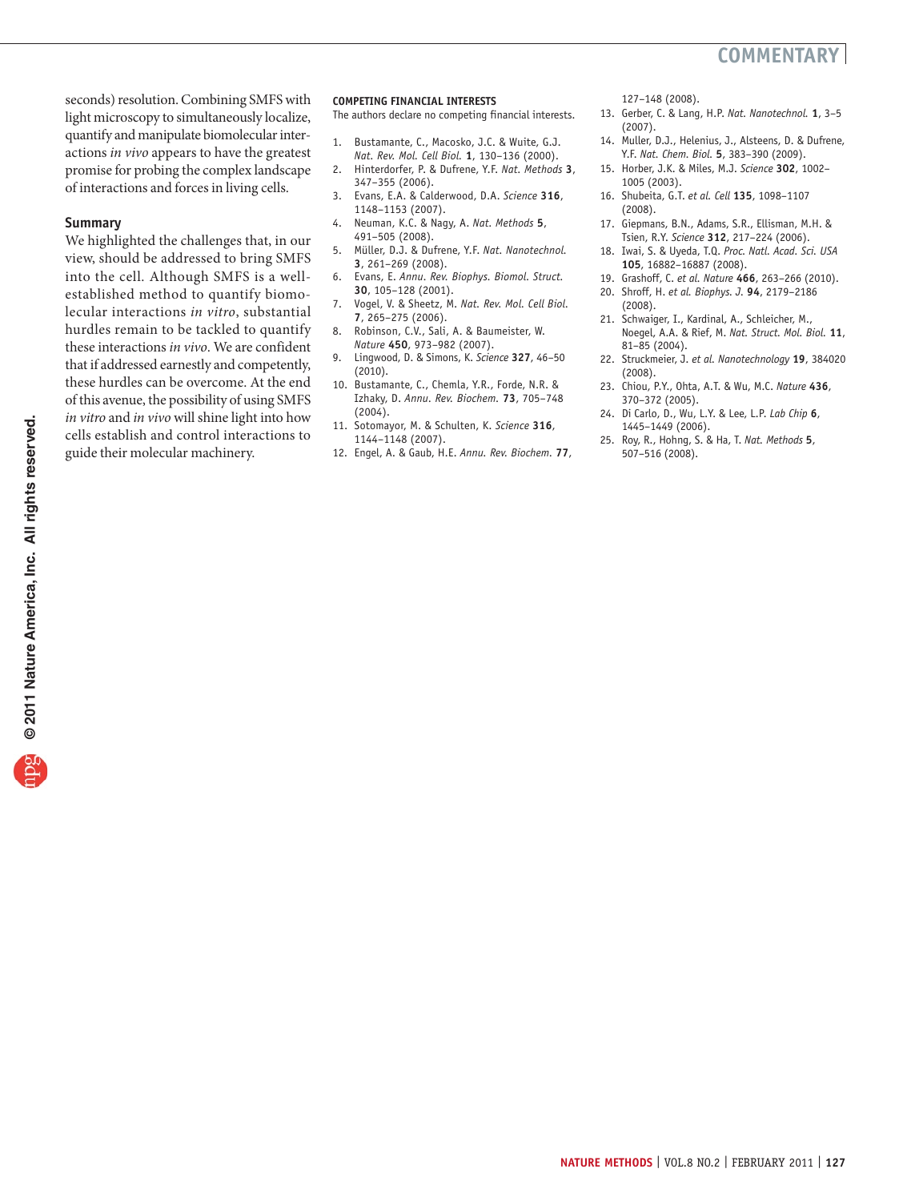seconds) resolution. Combining SMFS with light microscopy to simultaneously localize, quantify and manipulate biomolecular interactions *in vivo* appears to have the greatest promise for probing the complex landscape of interactions and forces in living cells.

## Summary

We highlighted the challenges that, in our view, should be addressed to bring SMFS into the cell. Although SMFS is a well-established method to quantify biomolecular interactions *in vitro*, substantial hurdles remain to be tackled to quantify these interactions *in vivo*. We are confident that if addressed earnestly and competently, these hurdles can be overcome. At the end of this avenue, the possibility of using SMFS *in vitro* and *in vivo* will shine light into how cells establish and control interactions to guide their molecular machinery.

**COMPETING FINANCIAL INTERESTS**

The authors declare no competing financial interests.

1. Bustamante, C., Macosko, J.C. & Wuite, G.J. *Nat. Rev. Mol. Cell Biol.* **1**, 130–136 (2000).
2. Hinterdorfer, P. & Dufrene, Y.F. *Nat. Methods* **3**, 347–355 (2006).
3. Evans, E.A. & Calderwood, D.A. *Science* **316**, 1148–1153 (2007).
4. Neuman, K.C. & Nagy, A. *Nat. Methods* **5**, 491–505 (2008).
5. Müller, D.J. & Dufrene, Y.F. *Nat. Nanotechnol.* **3**, 261–269 (2008).
6. Evans, E. *Annu. Rev. Biophys. Biomol. Struct.* **30**, 105–128 (2001).
7. Vogel, V. & Sheetz, M. *Nat. Rev. Mol. Cell Biol.* **7**, 265–275 (2006).
8. Robinson, C.V., Sali, A. & Baumeister, W. *Nature* **450**, 973–982 (2007).
9. Lingwood, D. & Simons, K. *Science* **327**, 46–50 (2010).
10. Bustamante, C., Chemla, Y.R., Forde, N.R. & Izhaky, D. *Annu. Rev. Biochem.* **73**, 705–748 (2004).
11. Sotomayor, M. & Schulten, K. *Science* **316**, 1144–1148 (2007).
12. Engel, A. & Gaub, H.E. *Annu. Rev. Biochem.* **77**, 127–148 (2008).
13. Gerber, C. & Lang, H.P. *Nat. Nanotechnol.* **1**, 3–5 (2007).
14. Muller, D.J., Helenius, J., Alsteens, D. & Dufrene, Y.F. *Nat. Chem. Biol.* **5**, 383–390 (2009).
15. Horber, J.K. & Miles, M.J. *Science* **302**, 1002–1005 (2003).
16. Shubeita, G.T. *et al. Cell* **135**, 1098–1107 (2008).
17. Giepmans, B.N., Adams, S.R., Ellisman, M.H. & Tsien, R.Y. *Science* **312**, 217–224 (2006).
18. Iwai, S. & Uyeda, T.Q. *Proc. Natl. Acad. Sci. USA* **105**, 16882–16887 (2008).
19. Grashoff, C. *et al. Nature* **466**, 263–266 (2010).
20. Shroff, H. *et al. Biophys. J.* **94**, 2179–2186 (2008).
21. Schwaiger, I., Kardinal, A., Schleicher, M., Noegel, A.A. & Rief, M. *Nat. Struct. Mol. Biol.* **11**, 81–85 (2004).
22. Struckmeier, J. *et al. Nanotechnology* **19**, 384020 (2008).
23. Chiou, P.Y., Ohta, A.T. & Wu, M.C. *Nature* **436**, 370–372 (2005).
24. Di Carlo, D., Wu, L.Y. & Lee, L.P. *Lab Chip* **6**, 1445–1449 (2006).
25. Roy, R., Hohng, S. & Ha, T. *Nat. Methods* **5**, 507–516 (2008).